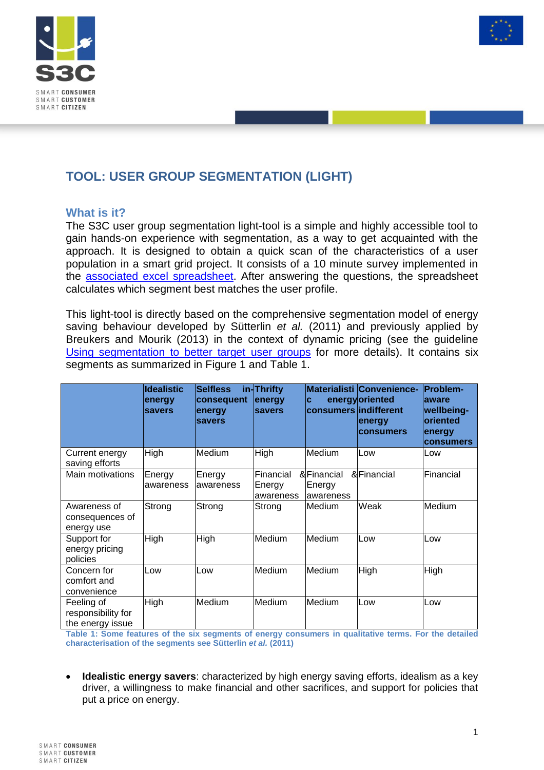# TOOL: USER GROUP SEGMENTATION (LIGHT)

## What is it?

The S3C user group segmentation light-tool is a simple and highly accessible tool to gain hands-on experience with segmentation, as a way to get acquainted with the approach. It is designed to obtain a quick scan of the characteristics of a user population in a smart grid project. It consists of a 10 minute survey implemented in the associated excel spreadsheet. After answering the questions, the spreadsheet calculates which segment best matches the user profile.

This light-tool is directly based on the comprehensive segmentation model of energy saving behaviour developed by Sütterlin *et al.* (2011) and previously applied by Breukers and Mourik (2013) in the context of dynamic pricing (see the guideline Using segmentation to better target user groups for more details). It contains six segments as summarized in Figure 1 and Table 1.

| | Idealistic energy savers | Selfless in-consequent energy savers | Thrifty energy savers | Materialistic energy consumers | Convenience-oriented indifferent energy consumers | Problem-aware wellbeing-oriented energy consumers |
|---|---|---|---|---|---|---|
| Current energy saving efforts | High | Medium | High | Medium | Low | Low |
| Main motivations | Energy awareness | Energy awareness | Financial & Energy awareness | Financial & Energy awareness | Financial | Financial |
| Awareness of consequences of energy use | Strong | Strong | Strong | Medium | Weak | Medium |
| Support for energy pricing policies | High | High | Medium | Medium | Low | Low |
| Concern for comfort and convenience | Low | Low | Medium | Medium | High | High |
| Feeling of responsibility for the energy issue | High | Medium | Medium | Medium | Low | Low |

**Table 1: Some features of the six segments of energy consumers in qualitative terms. For the detailed characterisation of the segments see Sütterlin *et al.* (2011)**

- **Idealistic energy savers**: characterized by high energy saving efforts, idealism as a key driver, a willingness to make financial and other sacrifices, and support for policies that put a price on energy.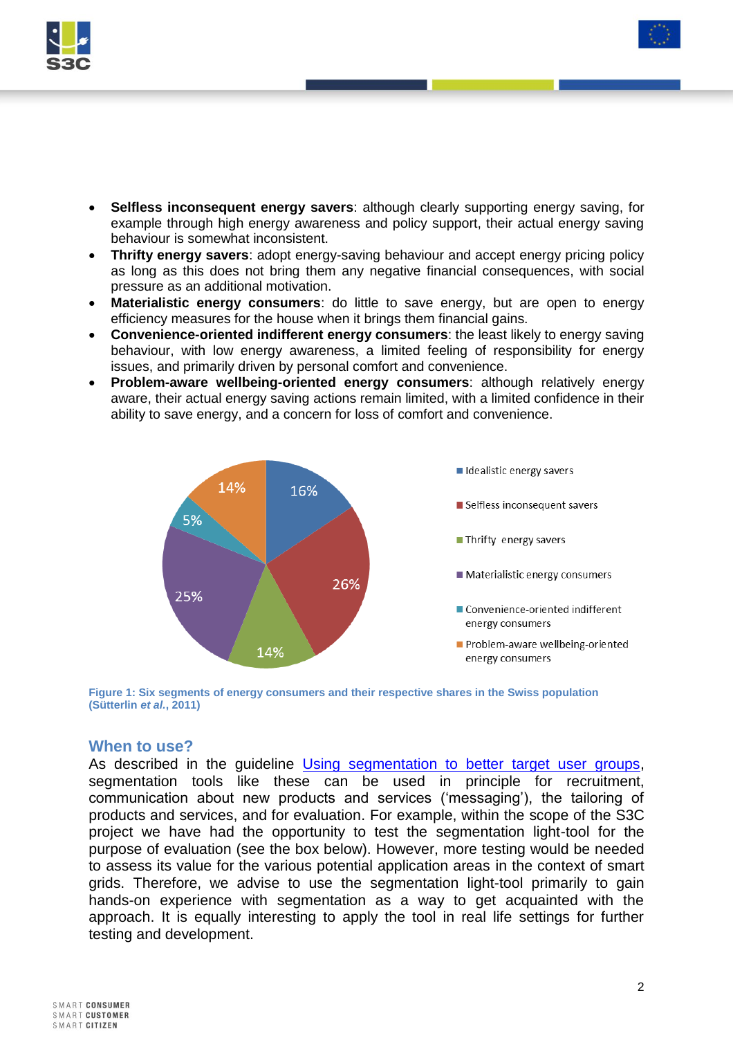- **Selfless inconsequent energy savers**: although clearly supporting energy saving, for example through high energy awareness and policy support, their actual energy saving behaviour is somewhat inconsistent.
- **Thrifty energy savers**: adopt energy-saving behaviour and accept energy pricing policy as long as this does not bring them any negative financial consequences, with social pressure as an additional motivation.
- **Materialistic energy consumers**: do little to save energy, but are open to energy efficiency measures for the house when it brings them financial gains.
- **Convenience-oriented indifferent energy consumers**: the least likely to energy saving behaviour, with low energy awareness, a limited feeling of responsibility for energy issues, and primarily driven by personal comfort and convenience.
- **Problem-aware wellbeing-oriented energy consumers**: although relatively energy aware, their actual energy saving actions remain limited, with a limited confidence in their ability to save energy, and a concern for loss of comfort and convenience.

| Segment | Share |
| --- | --- |
| Idealistic energy savers | 16% |
| Selfless inconsequent savers | 26% |
| Thrifty energy savers | 14% |
| Materialistic energy consumers | 25% |
| Convenience-oriented indifferent energy consumers | 5% |
| Problem-aware wellbeing-oriented energy consumers | 14% |

**Figure 1: Six segments of energy consumers and their respective shares in the Swiss population (Sütterlin *et al.*, 2011)**

## When to use?

As described in the guideline Using segmentation to better target user groups, segmentation tools like these can be used in principle for recruitment, communication about new products and services ('messaging'), the tailoring of products and services, and for evaluation. For example, within the scope of the S3C project we have had the opportunity to test the segmentation light-tool for the purpose of evaluation (see the box below). However, more testing would be needed to assess its value for the various potential application areas in the context of smart grids. Therefore, we advise to use the segmentation light-tool primarily to gain hands-on experience with segmentation as a way to get acquainted with the approach. It is equally interesting to apply the tool in real life settings for further testing and development.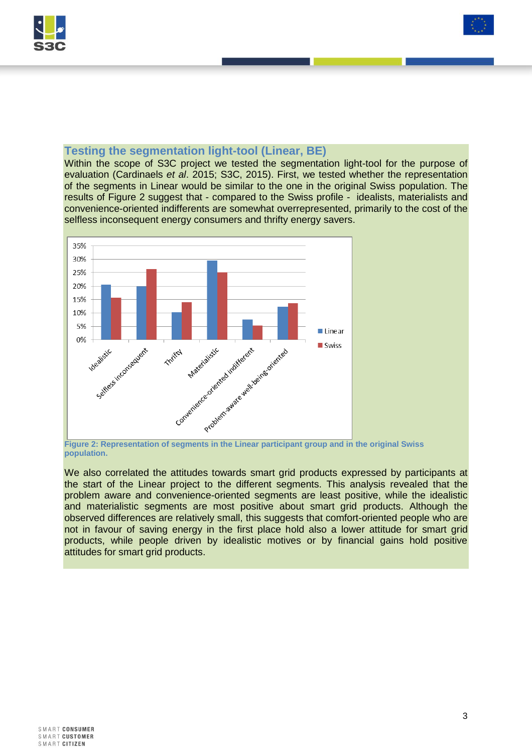## Testing the segmentation light-tool (Linear, BE)

Within the scope of S3C project we tested the segmentation light-tool for the purpose of evaluation (Cardinaels *et al*. 2015; S3C, 2015). First, we tested whether the representation of the segments in Linear would be similar to the one in the original Swiss population. The results of Figure 2 suggest that - compared to the Swiss profile - idealists, materialists and convenience-oriented indifferents are somewhat overrepresented, primarily to the cost of the selfless inconsequent energy consumers and thrifty energy savers.

**Figure 2: Representation of segments in the Linear participant group and in the original Swiss population.**

We also correlated the attitudes towards smart grid products expressed by participants at the start of the Linear project to the different segments. This analysis revealed that the problem aware and convenience-oriented segments are least positive, while the idealistic and materialistic segments are most positive about smart grid products. Although the observed differences are relatively small, this suggests that comfort-oriented people who are not in favour of saving energy in the first place hold also a lower attitude for smart grid products, while people driven by idealistic motives or by financial gains hold positive attitudes for smart grid products.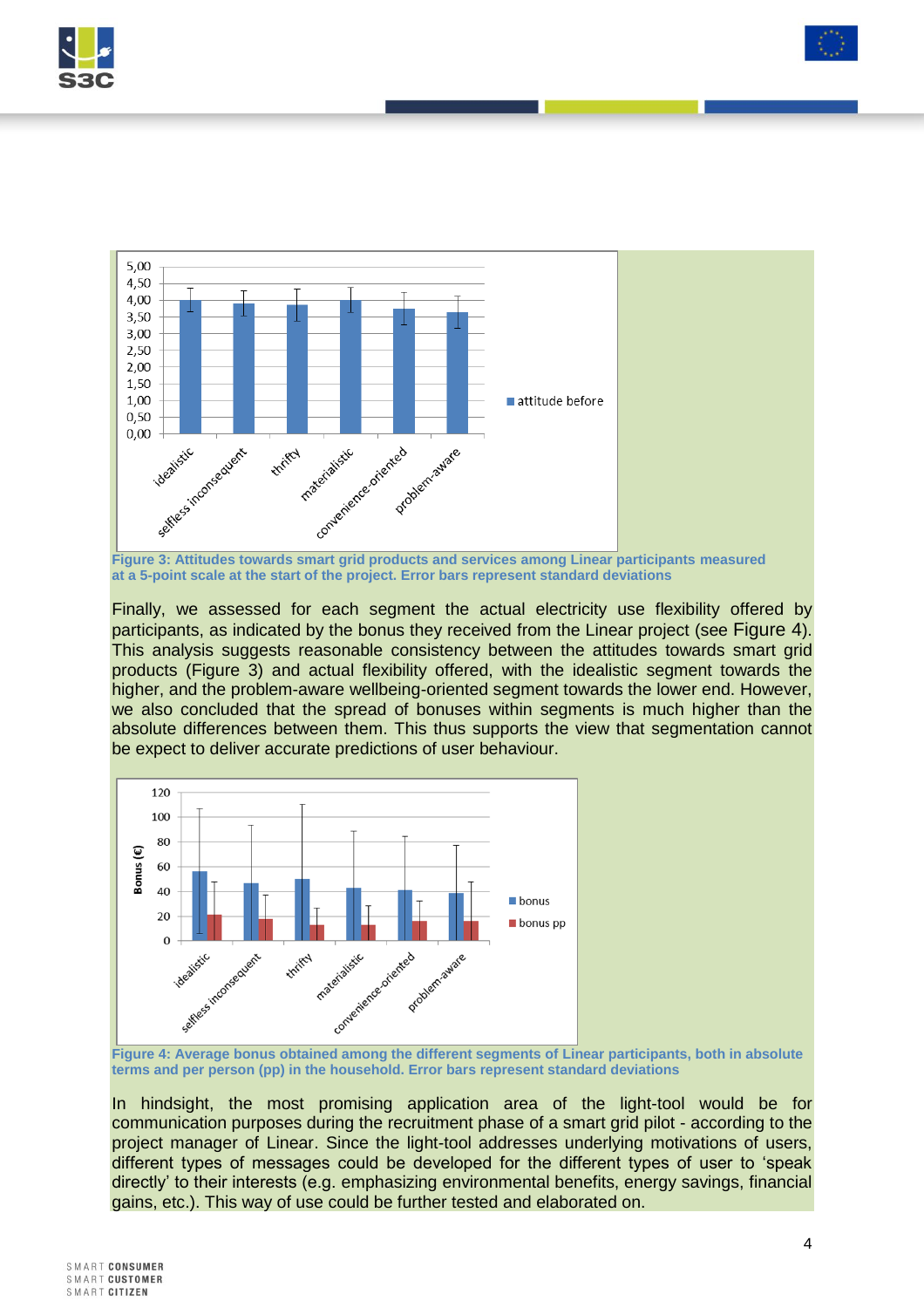Figure 3: Attitudes towards smart grid products and services among Linear participants measured at a 5-point scale at the start of the project. Error bars represent standard deviations

Finally, we assessed for each segment the actual electricity use flexibility offered by participants, as indicated by the bonus they received from the Linear project (see Figure 4). This analysis suggests reasonable consistency between the attitudes towards smart grid products (Figure 3) and actual flexibility offered, with the idealistic segment towards the higher, and the problem-aware wellbeing-oriented segment towards the lower end. However, we also concluded that the spread of bonuses within segments is much higher than the absolute differences between them. This thus supports the view that segmentation cannot be expect to deliver accurate predictions of user behaviour.

Figure 4: Average bonus obtained among the different segments of Linear participants, both in absolute terms and per person (pp) in the household. Error bars represent standard deviations

In hindsight, the most promising application area of the light-tool would be for communication purposes during the recruitment phase of a smart grid pilot - according to the project manager of Linear. Since the light-tool addresses underlying motivations of users, different types of messages could be developed for the different types of user to 'speak directly' to their interests (e.g. emphasizing environmental benefits, energy savings, financial gains, etc.). This way of use could be further tested and elaborated on.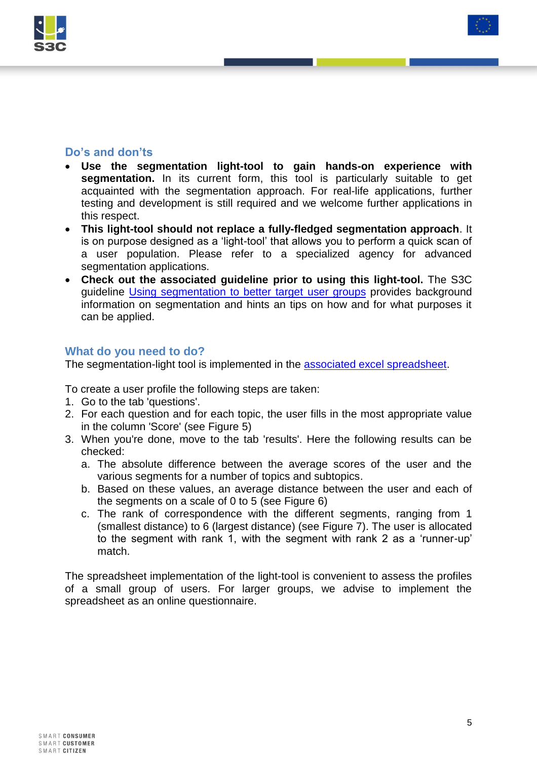## Do's and don'ts

- **Use the segmentation light-tool to gain hands-on experience with segmentation.** In its current form, this tool is particularly suitable to get acquainted with the segmentation approach. For real-life applications, further testing and development is still required and we welcome further applications in this respect.
- **This light-tool should not replace a fully-fledged segmentation approach**. It is on purpose designed as a 'light-tool' that allows you to perform a quick scan of a user population. Please refer to a specialized agency for advanced segmentation applications.
- **Check out the associated guideline prior to using this light-tool.** The S3C guideline Using segmentation to better target user groups provides background information on segmentation and hints an tips on how and for what purposes it can be applied.

## What do you need to do?

The segmentation-light tool is implemented in the associated excel spreadsheet.

To create a user profile the following steps are taken:

1. Go to the tab 'questions'.
2. For each question and for each topic, the user fills in the most appropriate value in the column 'Score' (see Figure 5)
3. When you're done, move to the tab 'results'. Here the following results can be checked:
   a. The absolute difference between the average scores of the user and the various segments for a number of topics and subtopics.
   b. Based on these values, an average distance between the user and each of the segments on a scale of 0 to 5 (see Figure 6)
   c. The rank of correspondence with the different segments, ranging from 1 (smallest distance) to 6 (largest distance) (see Figure 7). The user is allocated to the segment with rank 1, with the segment with rank 2 as a 'runner-up' match.

The spreadsheet implementation of the light-tool is convenient to assess the profiles of a small group of users. For larger groups, we advise to implement the spreadsheet as an online questionnaire.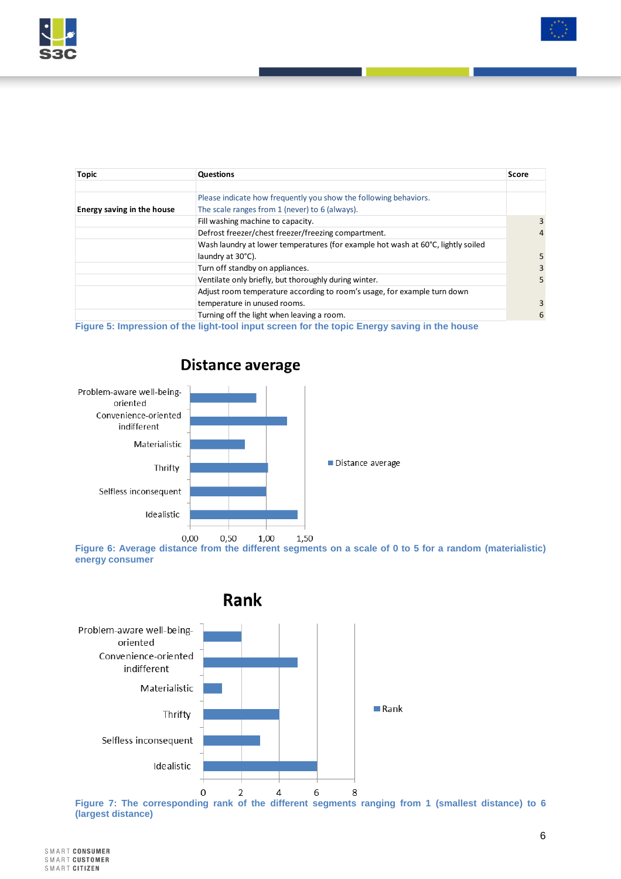| Topic | Questions | Score |
| --- | --- | --- |
| | | |
| Energy saving in the house | Please indicate how frequently you show the following behaviors. The scale ranges from 1 (never) to 6 (always). | |
| | Fill washing machine to capacity. | 3 |
| | Defrost freezer/chest freezer/freezing compartment. | 4 |
| | Wash laundry at lower temperatures (for example hot wash at 60°C, lightly soiled laundry at 30°C). | 5 |
| | Turn off standby on appliances. | 3 |
| | Ventilate only briefly, but thoroughly during winter. | 5 |
| | Adjust room temperature according to room's usage, for example turn down temperature in unused rooms. | 3 |
| | Turning off the light when leaving a room. | 6 |

**Figure 5: Impression of the light-tool input screen for the topic Energy saving in the house**

**Figure 6: Average distance from the different segments on a scale of 0 to 5 for a random (materialistic) energy consumer**

**Figure 7: The corresponding rank of the different segments ranging from 1 (smallest distance) to 6 (largest distance)**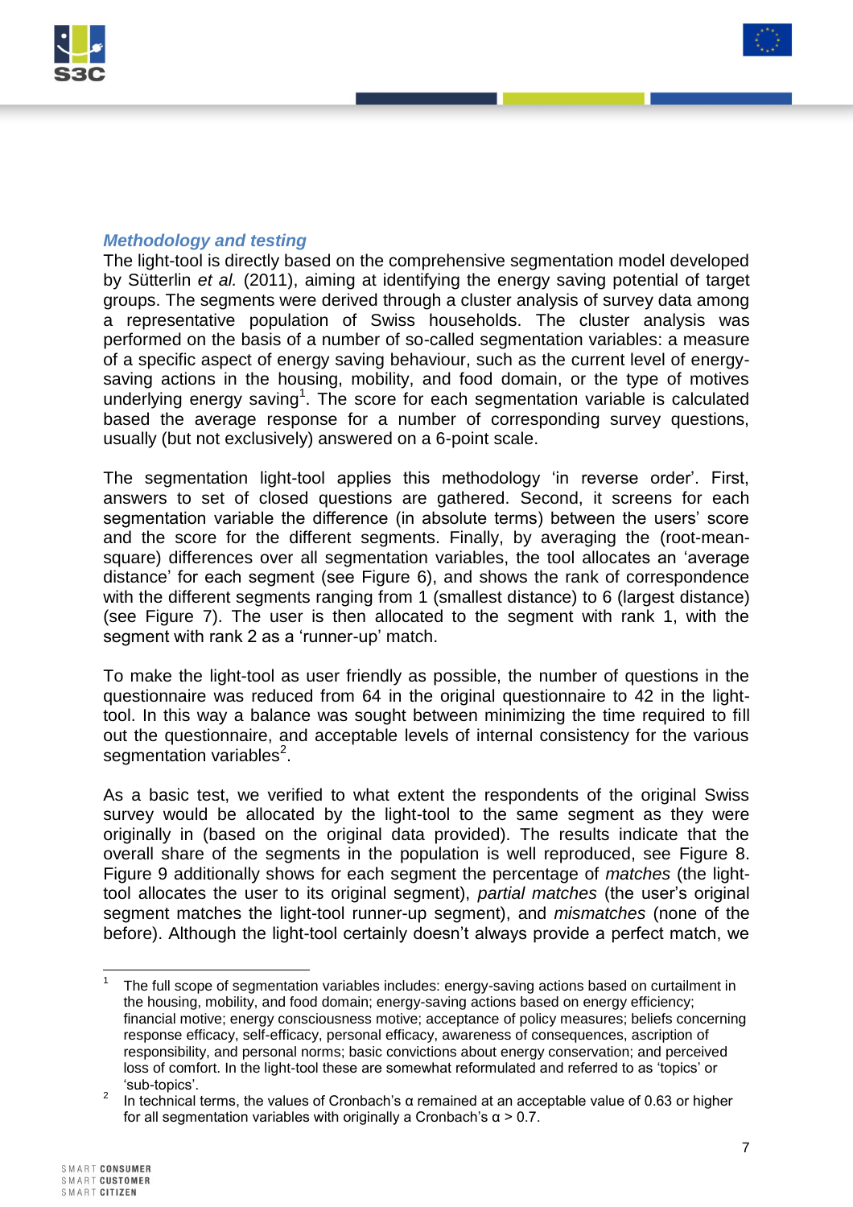### *Methodology and testing*

The light-tool is directly based on the comprehensive segmentation model developed by Sütterlin *et al.* (2011), aiming at identifying the energy saving potential of target groups. The segments were derived through a cluster analysis of survey data among a representative population of Swiss households. The cluster analysis was performed on the basis of a number of so-called segmentation variables: a measure of a specific aspect of energy saving behaviour, such as the current level of energy-saving actions in the housing, mobility, and food domain, or the type of motives underlying energy saving[1]. The score for each segmentation variable is calculated based the average response for a number of corresponding survey questions, usually (but not exclusively) answered on a 6-point scale.

The segmentation light-tool applies this methodology 'in reverse order'. First, answers to set of closed questions are gathered. Second, it screens for each segmentation variable the difference (in absolute terms) between the users' score and the score for the different segments. Finally, by averaging the (root-mean-square) differences over all segmentation variables, the tool allocates an 'average distance' for each segment (see Figure 6), and shows the rank of correspondence with the different segments ranging from 1 (smallest distance) to 6 (largest distance) (see Figure 7). The user is then allocated to the segment with rank 1, with the segment with rank 2 as a 'runner-up' match.

To make the light-tool as user friendly as possible, the number of questions in the questionnaire was reduced from 64 in the original questionnaire to 42 in the light-tool. In this way a balance was sought between minimizing the time required to fill out the questionnaire, and acceptable levels of internal consistency for the various segmentation variables[2].

As a basic test, we verified to what extent the respondents of the original Swiss survey would be allocated by the light-tool to the same segment as they were originally in (based on the original data provided). The results indicate that the overall share of the segments in the population is well reproduced, see Figure 8. Figure 9 additionally shows for each segment the percentage of *matches* (the light-tool allocates the user to its original segment), *partial matches* (the user's original segment matches the light-tool runner-up segment), and *mismatches* (none of the before). Although the light-tool certainly doesn't always provide a perfect match, we

---

[1] The full scope of segmentation variables includes: energy-saving actions based on curtailment in the housing, mobility, and food domain; energy-saving actions based on energy efficiency; financial motive; energy consciousness motive; acceptance of policy measures; beliefs concerning response efficacy, self-efficacy, personal efficacy, awareness of consequences, ascription of responsibility, and personal norms; basic convictions about energy conservation; and perceived loss of comfort. In the light-tool these are somewhat reformulated and referred to as 'topics' or 'sub-topics'.

[2] In technical terms, the values of Cronbach's $\alpha$ remained at an acceptable value of 0.63 or higher for all segmentation variables with originally a Cronbach's $\alpha > 0.7$.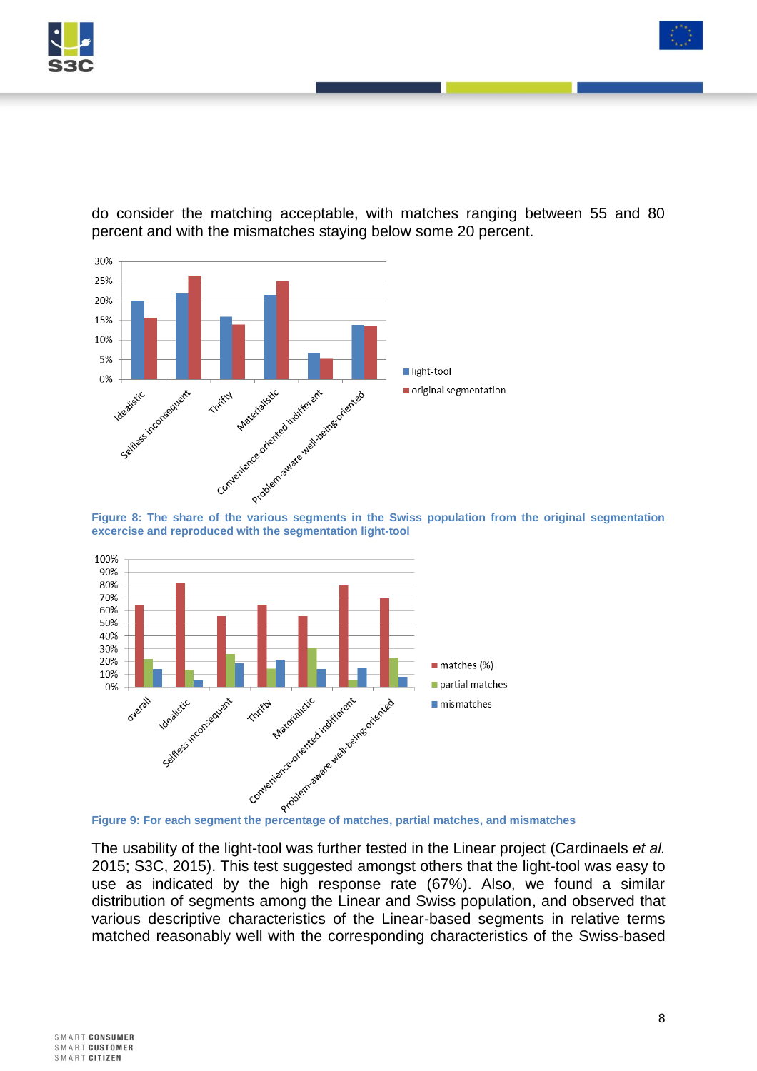do consider the matching acceptable, with matches ranging between 55 and 80 percent and with the mismatches staying below some 20 percent.

**Figure 8: The share of the various segments in the Swiss population from the original segmentation excercise and reproduced with the segmentation light-tool**

**Figure 9: For each segment the percentage of matches, partial matches, and mismatches**

The usability of the light-tool was further tested in the Linear project (Cardinaels *et al.* 2015; S3C, 2015). This test suggested amongst others that the light-tool was easy to use as indicated by the high response rate (67%). Also, we found a similar distribution of segments among the Linear and Swiss population, and observed that various descriptive characteristics of the Linear-based segments in relative terms matched reasonably well with the corresponding characteristics of the Swiss-based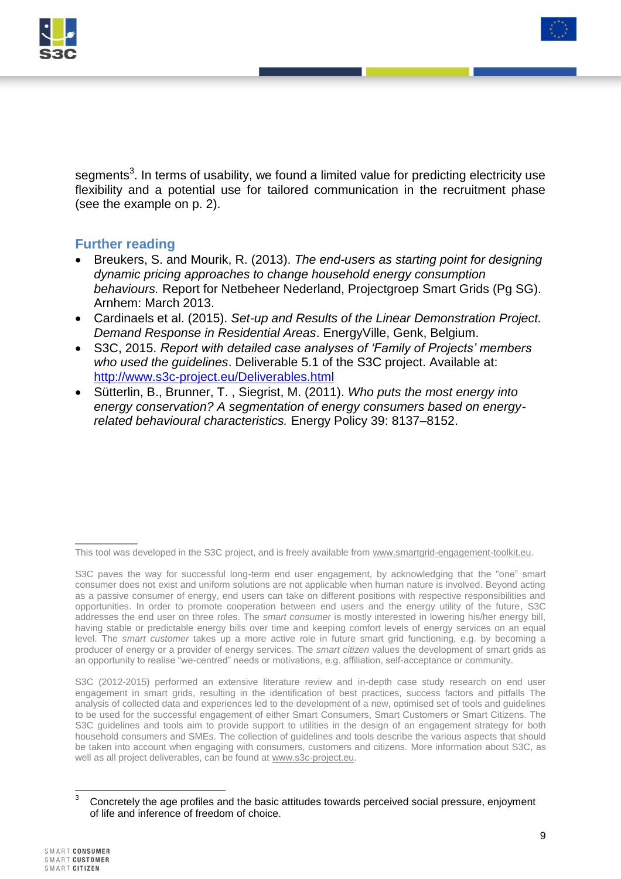segments[3]. In terms of usability, we found a limited value for predicting electricity use flexibility and a potential use for tailored communication in the recruitment phase (see the example on p. 2).

## Further reading

- Breukers, S. and Mourik, R. (2013). *The end-users as starting point for designing dynamic pricing approaches to change household energy consumption behaviours.* Report for Netbeheer Nederland, Projectgroep Smart Grids (Pg SG). Arnhem: March 2013.
- Cardinaels et al. (2015). *Set-up and Results of the Linear Demonstration Project. Demand Response in Residential Areas*. EnergyVille, Genk, Belgium.
- S3C, 2015. *Report with detailed case analyses of 'Family of Projects' members who used the guidelines*. Deliverable 5.1 of the S3C project. Available at: http://www.s3c-project.eu/Deliverables.html
- Sütterlin, B., Brunner, T. , Siegrist, M. (2011). *Who puts the most energy into energy conservation? A segmentation of energy consumers based on energy-related behavioural characteristics.* Energy Policy 39: 8137–8152.

---

This tool was developed in the S3C project, and is freely available from www.smartgrid-engagement-toolkit.eu.

S3C paves the way for successful long-term end user engagement, by acknowledging that the "one" smart consumer does not exist and uniform solutions are not applicable when human nature is involved. Beyond acting as a passive consumer of energy, end users can take on different positions with respective responsibilities and opportunities. In order to promote cooperation between end users and the energy utility of the future, S3C addresses the end user on three roles. The *smart consumer* is mostly interested in lowering his/her energy bill, having stable or predictable energy bills over time and keeping comfort levels of energy services on an equal level. The *smart customer* takes up a more active role in future smart grid functioning, e.g. by becoming a producer of energy or a provider of energy services. The *smart citizen* values the development of smart grids as an opportunity to realise "we-centred" needs or motivations, e.g. affiliation, self-acceptance or community.

S3C (2012-2015) performed an extensive literature review and in-depth case study research on end user engagement in smart grids, resulting in the identification of best practices, success factors and pitfalls The analysis of collected data and experiences led to the development of a new, optimised set of tools and guidelines to be used for the successful engagement of either Smart Consumers, Smart Customers or Smart Citizens. The S3C guidelines and tools aim to provide support to utilities in the design of an engagement strategy for both household consumers and SMEs. The collection of guidelines and tools describe the various aspects that should be taken into account when engaging with consumers, customers and citizens. More information about S3C, as well as all project deliverables, can be found at www.s3c-project.eu.

---

[3] Concretely the age profiles and the basic attitudes towards perceived social pressure, enjoyment of life and inference of freedom of choice.